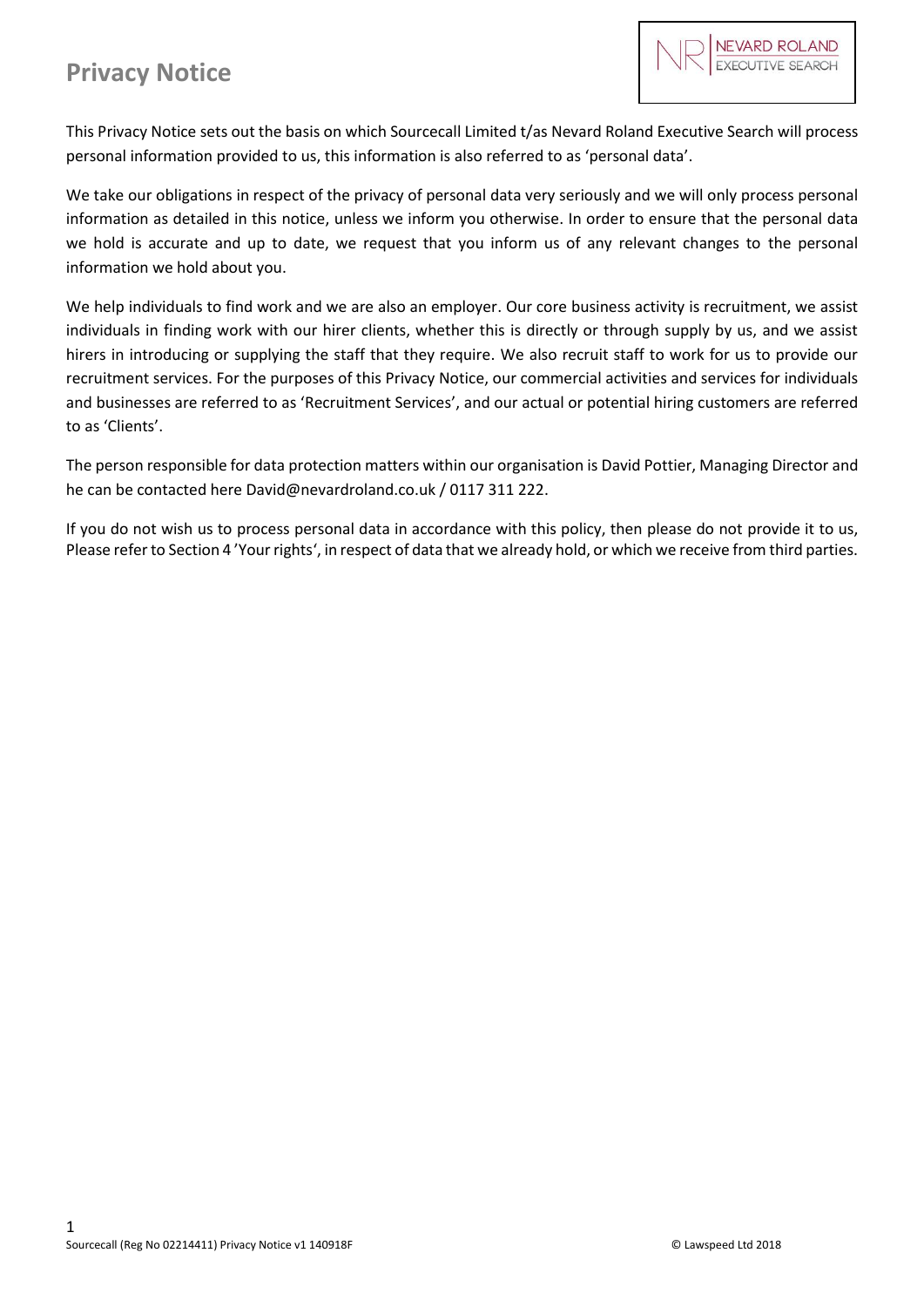# Privacy Notice

This Privacy Notice sets out the basis on which Sourcecall Limited t/as Nevard Roland Executive Search will process personal information provided to us, this information is also referred to as 'personal data'.

We take our obligations in respect of the privacy of personal data very seriously and we will only process personal information as detailed in this notice, unless we inform you otherwise. In order to ensure that the personal data we hold is accurate and up to date, we request that you inform us of any relevant changes to the personal information we hold about you.

We help individuals to find work and we are also an employer. Our core business activity is recruitment, we assist individuals in finding work with our hirer clients, whether this is directly or through supply by us, and we assist hirers in introducing or supplying the staff that they require. We also recruit staff to work for us to provide our recruitment services. For the purposes of this Privacy Notice, our commercial activities and services for individuals and businesses are referred to as 'Recruitment Services', and our actual or potential hiring customers are referred to as 'Clients'.

The person responsible for data protection matters within our organisation is David Pottier, Managing Director and he can be contacted here David@nevardroland.co.uk / 0117 311 222.

If you do not wish us to process personal data in accordance with this policy, then please do not provide it to us, Please refer to Section 4 'Your rights', in respect of data that we already hold, or which we receive from third parties.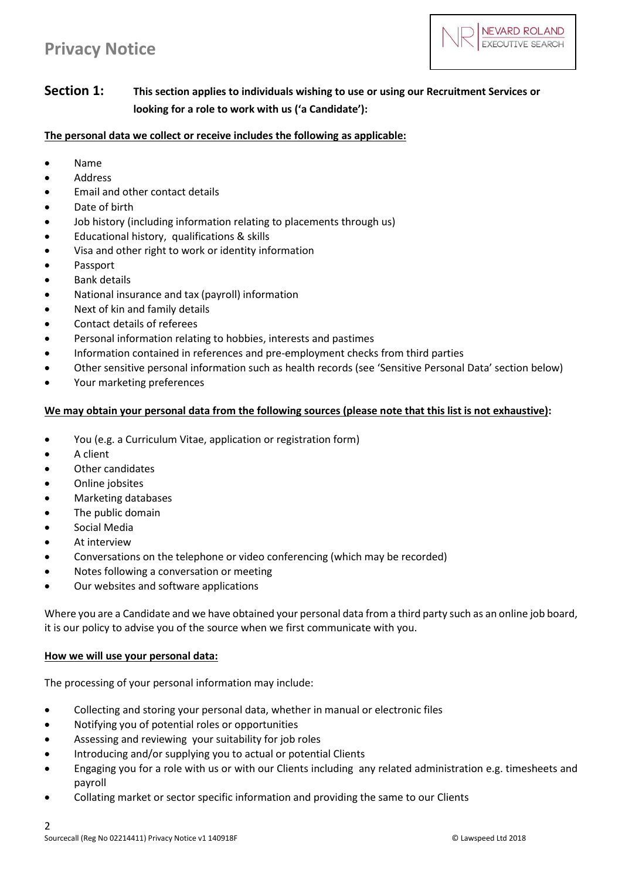## Section 1: This section applies to individuals wishing to use or using our Recruitment Services or looking for a role to work with us ('a Candidate'):

**The personal data we collect or receive includes the following as applicable:**

- Name
- Address
- Email and other contact details
- Date of birth
- Job history (including information relating to placements through us)
- Educational history, qualifications & skills
- Visa and other right to work or identity information
- Passport
- Bank details
- National insurance and tax (payroll) information
- Next of kin and family details
- Contact details of referees
- Personal information relating to hobbies, interests and pastimes
- Information contained in references and pre-employment checks from third parties
- Other sensitive personal information such as health records (see 'Sensitive Personal Data' section below)
- Your marketing preferences

**We may obtain your personal data from the following sources (please note that this list is not exhaustive):**

- You (e.g. a Curriculum Vitae, application or registration form)
- A client
- Other candidates
- Online jobsites
- Marketing databases
- The public domain
- Social Media
- At interview
- Conversations on the telephone or video conferencing (which may be recorded)
- Notes following a conversation or meeting
- Our websites and software applications

Where you are a Candidate and we have obtained your personal data from a third party such as an online job board, it is our policy to advise you of the source when we first communicate with you.

**How we will use your personal data:**

The processing of your personal information may include:

- Collecting and storing your personal data, whether in manual or electronic files
- Notifying you of potential roles or opportunities
- Assessing and reviewing your suitability for job roles
- Introducing and/or supplying you to actual or potential Clients
- Engaging you for a role with us or with our Clients including any related administration e.g. timesheets and payroll
- Collating market or sector specific information and providing the same to our Clients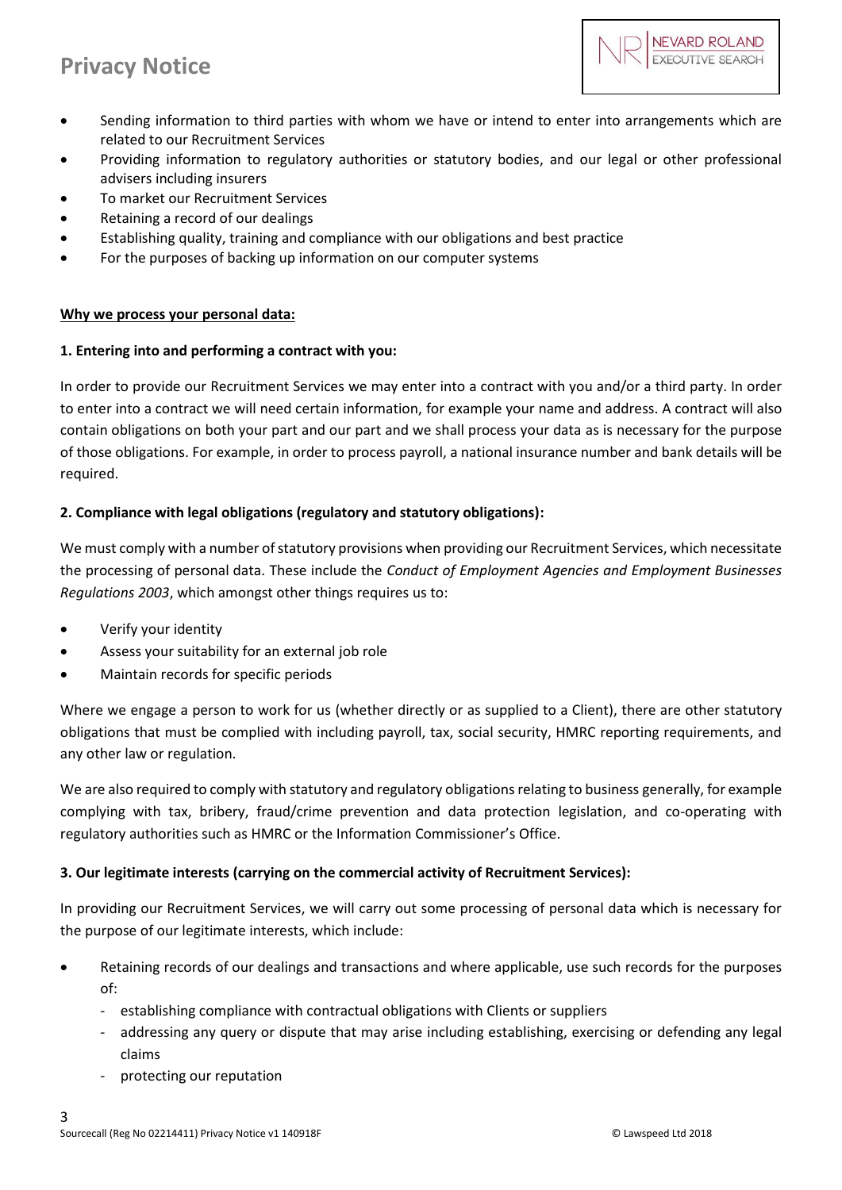- Sending information to third parties with whom we have or intend to enter into arrangements which are related to our Recruitment Services
- Providing information to regulatory authorities or statutory bodies, and our legal or other professional advisers including insurers
- To market our Recruitment Services
- Retaining a record of our dealings
- Establishing quality, training and compliance with our obligations and best practice
- For the purposes of backing up information on our computer systems

**Why we process your personal data:**

**1. Entering into and performing a contract with you:**

In order to provide our Recruitment Services we may enter into a contract with you and/or a third party. In order to enter into a contract we will need certain information, for example your name and address. A contract will also contain obligations on both your part and our part and we shall process your data as is necessary for the purpose of those obligations. For example, in order to process payroll, a national insurance number and bank details will be required.

**2. Compliance with legal obligations (regulatory and statutory obligations):**

We must comply with a number of statutory provisions when providing our Recruitment Services, which necessitate the processing of personal data. These include the *Conduct of Employment Agencies and Employment Businesses Regulations 2003*, which amongst other things requires us to:

- Verify your identity
- Assess your suitability for an external job role
- Maintain records for specific periods

Where we engage a person to work for us (whether directly or as supplied to a Client), there are other statutory obligations that must be complied with including payroll, tax, social security, HMRC reporting requirements, and any other law or regulation.

We are also required to comply with statutory and regulatory obligations relating to business generally, for example complying with tax, bribery, fraud/crime prevention and data protection legislation, and co-operating with regulatory authorities such as HMRC or the Information Commissioner's Office.

**3. Our legitimate interests (carrying on the commercial activity of Recruitment Services):**

In providing our Recruitment Services, we will carry out some processing of personal data which is necessary for the purpose of our legitimate interests, which include:

- Retaining records of our dealings and transactions and where applicable, use such records for the purposes of:
  - establishing compliance with contractual obligations with Clients or suppliers
  - addressing any query or dispute that may arise including establishing, exercising or defending any legal claims
  - protecting our reputation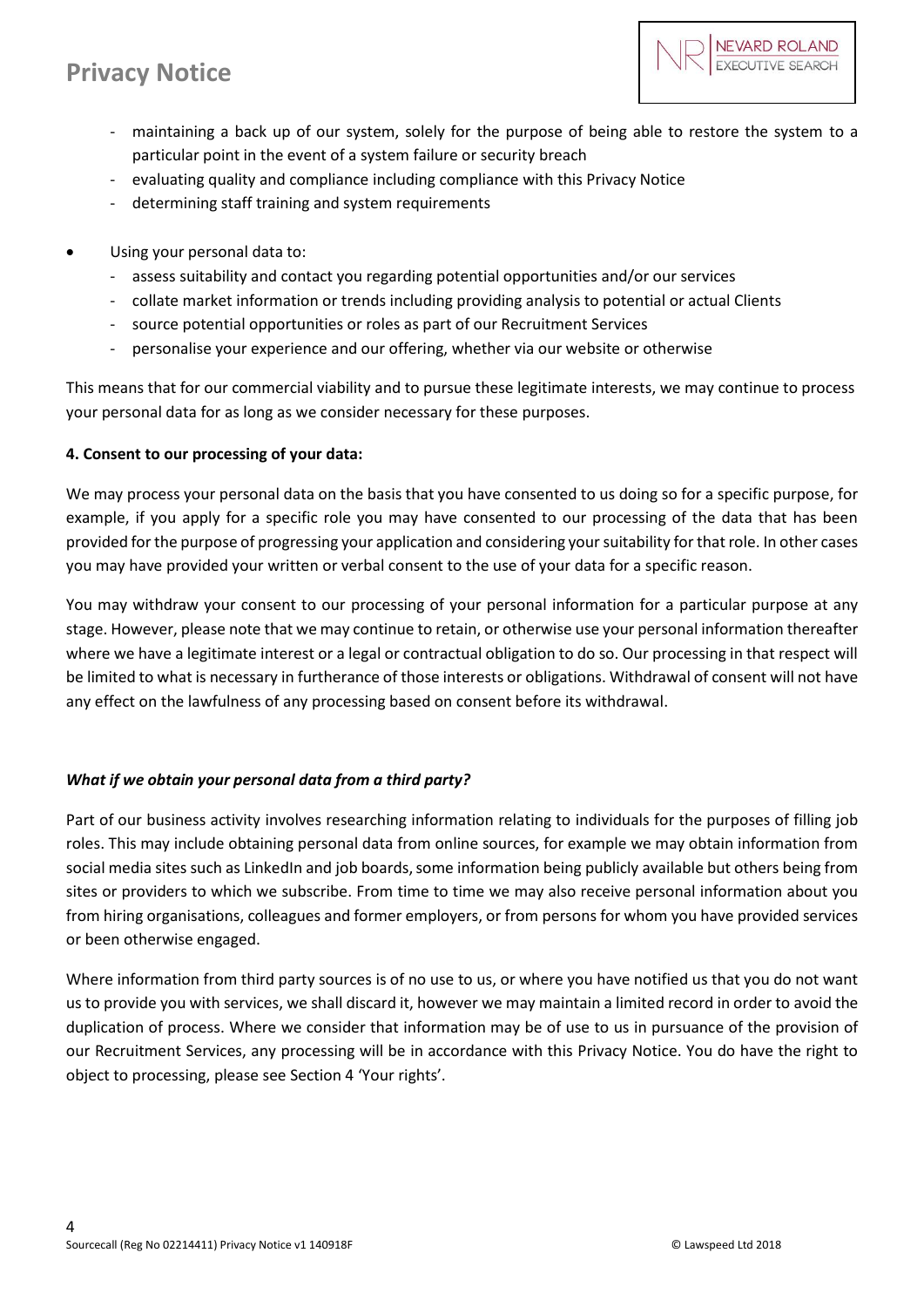- maintaining a back up of our system, solely for the purpose of being able to restore the system to a particular point in the event of a system failure or security breach
- evaluating quality and compliance including compliance with this Privacy Notice
- determining staff training and system requirements

- Using your personal data to:
  - assess suitability and contact you regarding potential opportunities and/or our services
  - collate market information or trends including providing analysis to potential or actual Clients
  - source potential opportunities or roles as part of our Recruitment Services
  - personalise your experience and our offering, whether via our website or otherwise

This means that for our commercial viability and to pursue these legitimate interests, we may continue to process your personal data for as long as we consider necessary for these purposes.

**4. Consent to our processing of your data:**

We may process your personal data on the basis that you have consented to us doing so for a specific purpose, for example, if you apply for a specific role you may have consented to our processing of the data that has been provided for the purpose of progressing your application and considering your suitability for that role. In other cases you may have provided your written or verbal consent to the use of your data for a specific reason.

You may withdraw your consent to our processing of your personal information for a particular purpose at any stage. However, please note that we may continue to retain, or otherwise use your personal information thereafter where we have a legitimate interest or a legal or contractual obligation to do so. Our processing in that respect will be limited to what is necessary in furtherance of those interests or obligations. Withdrawal of consent will not have any effect on the lawfulness of any processing based on consent before its withdrawal.

***What if we obtain your personal data from a third party?***

Part of our business activity involves researching information relating to individuals for the purposes of filling job roles. This may include obtaining personal data from online sources, for example we may obtain information from social media sites such as LinkedIn and job boards, some information being publicly available but others being from sites or providers to which we subscribe. From time to time we may also receive personal information about you from hiring organisations, colleagues and former employers, or from persons for whom you have provided services or been otherwise engaged.

Where information from third party sources is of no use to us, or where you have notified us that you do not want us to provide you with services, we shall discard it, however we may maintain a limited record in order to avoid the duplication of process. Where we consider that information may be of use to us in pursuance of the provision of our Recruitment Services, any processing will be in accordance with this Privacy Notice. You do have the right to object to processing, please see Section 4 'Your rights'.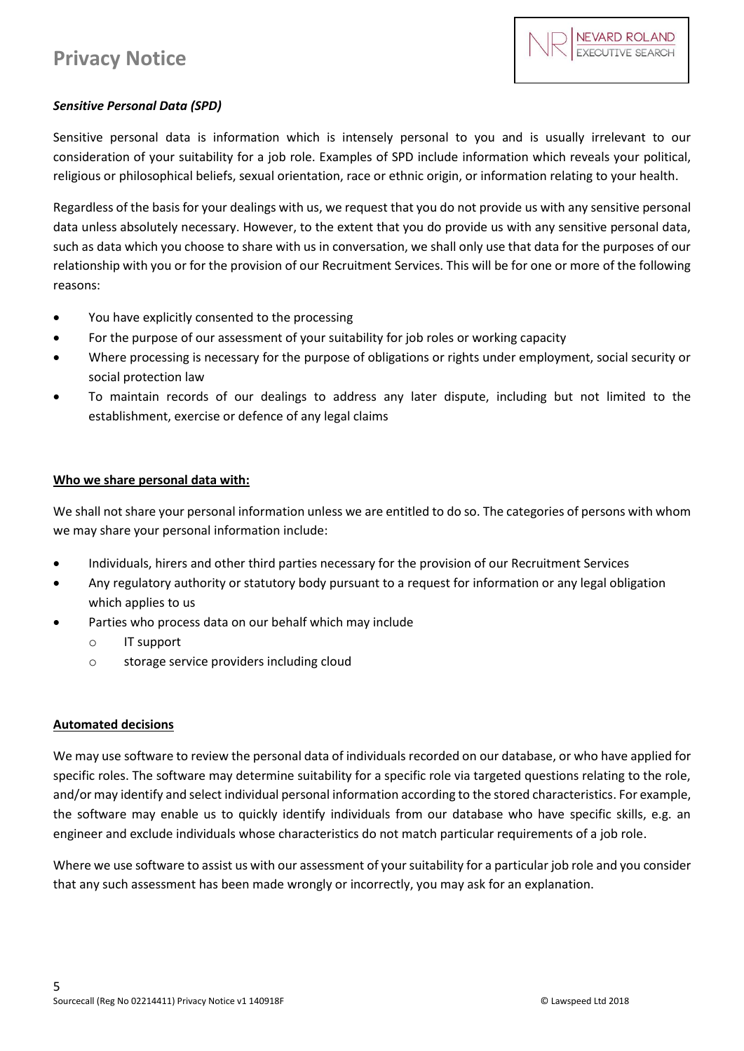### *Sensitive Personal Data (SPD)*

Sensitive personal data is information which is intensely personal to you and is usually irrelevant to our consideration of your suitability for a job role. Examples of SPD include information which reveals your political, religious or philosophical beliefs, sexual orientation, race or ethnic origin, or information relating to your health.

Regardless of the basis for your dealings with us, we request that you do not provide us with any sensitive personal data unless absolutely necessary. However, to the extent that you do provide us with any sensitive personal data, such as data which you choose to share with us in conversation, we shall only use that data for the purposes of our relationship with you or for the provision of our Recruitment Services. This will be for one or more of the following reasons:

- You have explicitly consented to the processing
- For the purpose of our assessment of your suitability for job roles or working capacity
- Where processing is necessary for the purpose of obligations or rights under employment, social security or social protection law
- To maintain records of our dealings to address any later dispute, including but not limited to the establishment, exercise or defence of any legal claims

## Who we share personal data with:

We shall not share your personal information unless we are entitled to do so. The categories of persons with whom we may share your personal information include:

- Individuals, hirers and other third parties necessary for the provision of our Recruitment Services
- Any regulatory authority or statutory body pursuant to a request for information or any legal obligation which applies to us
- Parties who process data on our behalf which may include
  - IT support
  - storage service providers including cloud

## Automated decisions

We may use software to review the personal data of individuals recorded on our database, or who have applied for specific roles. The software may determine suitability for a specific role via targeted questions relating to the role, and/or may identify and select individual personal information according to the stored characteristics. For example, the software may enable us to quickly identify individuals from our database who have specific skills, e.g. an engineer and exclude individuals whose characteristics do not match particular requirements of a job role.

Where we use software to assist us with our assessment of your suitability for a particular job role and you consider that any such assessment has been made wrongly or incorrectly, you may ask for an explanation.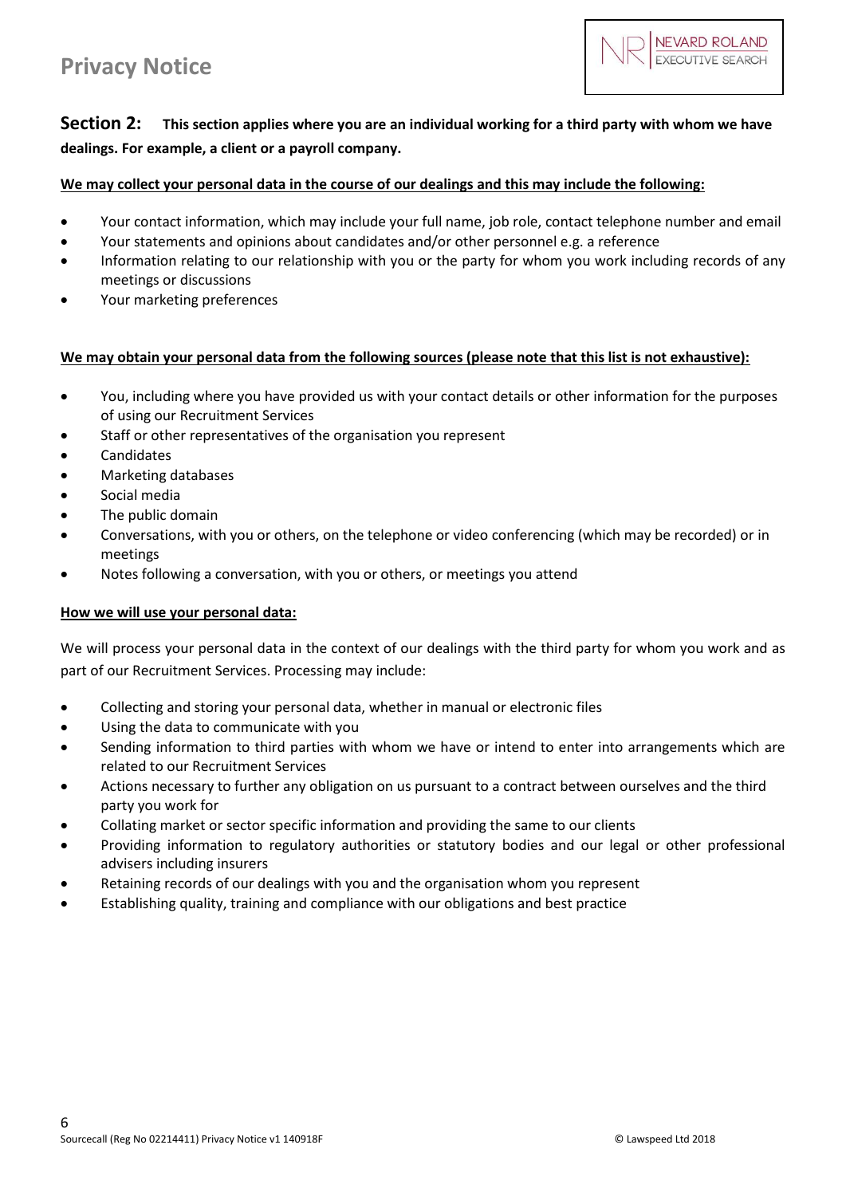## Section 2: This section applies where you are an individual working for a third party with whom we have dealings. For example, a client or a payroll company.

**We may collect your personal data in the course of our dealings and this may include the following:**

- Your contact information, which may include your full name, job role, contact telephone number and email
- Your statements and opinions about candidates and/or other personnel e.g. a reference
- Information relating to our relationship with you or the party for whom you work including records of any meetings or discussions
- Your marketing preferences

**We may obtain your personal data from the following sources (please note that this list is not exhaustive):**

- You, including where you have provided us with your contact details or other information for the purposes of using our Recruitment Services
- Staff or other representatives of the organisation you represent
- Candidates
- Marketing databases
- Social media
- The public domain
- Conversations, with you or others, on the telephone or video conferencing (which may be recorded) or in meetings
- Notes following a conversation, with you or others, or meetings you attend

**How we will use your personal data:**

We will process your personal data in the context of our dealings with the third party for whom you work and as part of our Recruitment Services. Processing may include:

- Collecting and storing your personal data, whether in manual or electronic files
- Using the data to communicate with you
- Sending information to third parties with whom we have or intend to enter into arrangements which are related to our Recruitment Services
- Actions necessary to further any obligation on us pursuant to a contract between ourselves and the third party you work for
- Collating market or sector specific information and providing the same to our clients
- Providing information to regulatory authorities or statutory bodies and our legal or other professional advisers including insurers
- Retaining records of our dealings with you and the organisation whom you represent
- Establishing quality, training and compliance with our obligations and best practice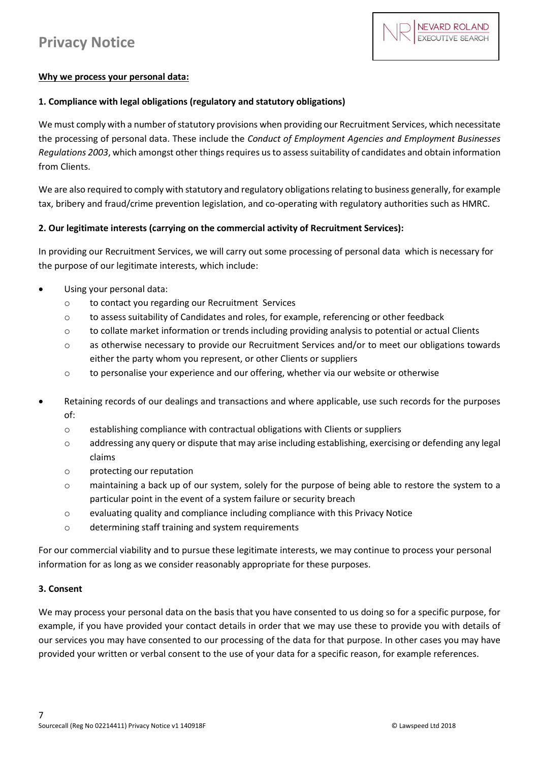**Why we process your personal data:**

**1. Compliance with legal obligations (regulatory and statutory obligations)**

We must comply with a number of statutory provisions when providing our Recruitment Services, which necessitate the processing of personal data. These include the *Conduct of Employment Agencies and Employment Businesses Regulations 2003*, which amongst other things requires us to assess suitability of candidates and obtain information from Clients.

We are also required to comply with statutory and regulatory obligations relating to business generally, for example tax, bribery and fraud/crime prevention legislation, and co-operating with regulatory authorities such as HMRC.

**2. Our legitimate interests (carrying on the commercial activity of Recruitment Services):**

In providing our Recruitment Services, we will carry out some processing of personal data which is necessary for the purpose of our legitimate interests, which include:

- Using your personal data:
  - to contact you regarding our Recruitment Services
  - to assess suitability of Candidates and roles, for example, referencing or other feedback
  - to collate market information or trends including providing analysis to potential or actual Clients
  - as otherwise necessary to provide our Recruitment Services and/or to meet our obligations towards either the party whom you represent, or other Clients or suppliers
  - to personalise your experience and our offering, whether via our website or otherwise
- Retaining records of our dealings and transactions and where applicable, use such records for the purposes of:
  - establishing compliance with contractual obligations with Clients or suppliers
  - addressing any query or dispute that may arise including establishing, exercising or defending any legal claims
  - protecting our reputation
  - maintaining a back up of our system, solely for the purpose of being able to restore the system to a particular point in the event of a system failure or security breach
  - evaluating quality and compliance including compliance with this Privacy Notice
  - determining staff training and system requirements

For our commercial viability and to pursue these legitimate interests, we may continue to process your personal information for as long as we consider reasonably appropriate for these purposes.

**3. Consent**

We may process your personal data on the basis that you have consented to us doing so for a specific purpose, for example, if you have provided your contact details in order that we may use these to provide you with details of our services you may have consented to our processing of the data for that purpose. In other cases you may have provided your written or verbal consent to the use of your data for a specific reason, for example references.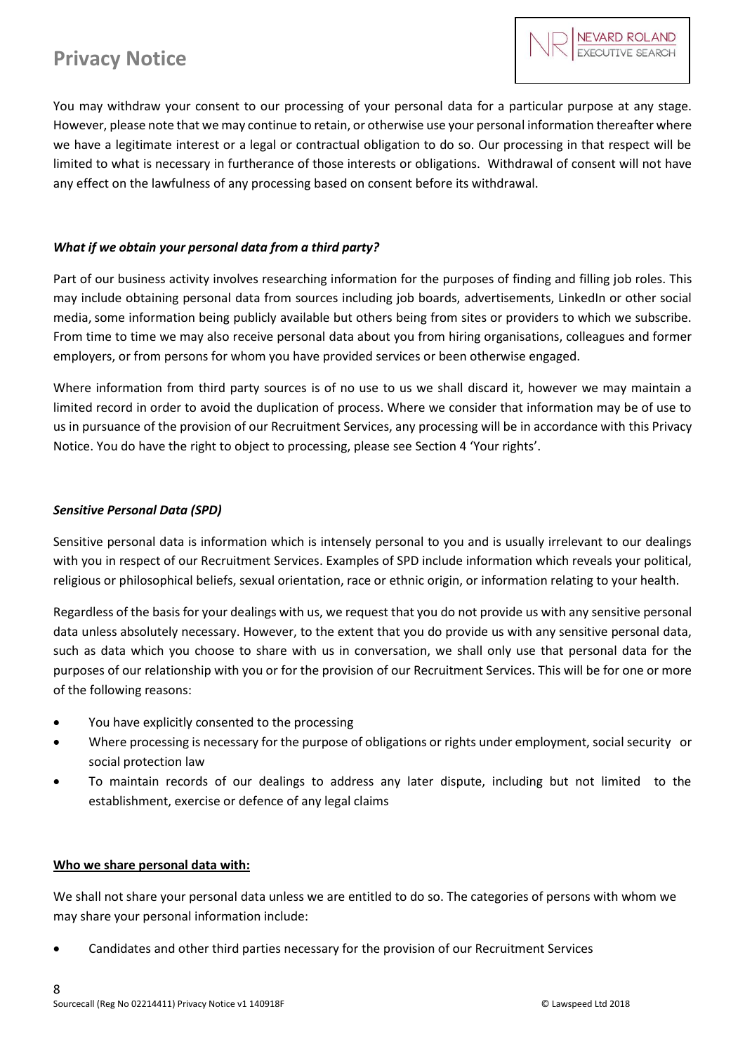You may withdraw your consent to our processing of your personal data for a particular purpose at any stage. However, please note that we may continue to retain, or otherwise use your personal information thereafter where we have a legitimate interest or a legal or contractual obligation to do so. Our processing in that respect will be limited to what is necessary in furtherance of those interests or obligations. Withdrawal of consent will not have any effect on the lawfulness of any processing based on consent before its withdrawal.

***What if we obtain your personal data from a third party?***

Part of our business activity involves researching information for the purposes of finding and filling job roles. This may include obtaining personal data from sources including job boards, advertisements, LinkedIn or other social media, some information being publicly available but others being from sites or providers to which we subscribe. From time to time we may also receive personal data about you from hiring organisations, colleagues and former employers, or from persons for whom you have provided services or been otherwise engaged.

Where information from third party sources is of no use to us we shall discard it, however we may maintain a limited record in order to avoid the duplication of process. Where we consider that information may be of use to us in pursuance of the provision of our Recruitment Services, any processing will be in accordance with this Privacy Notice. You do have the right to object to processing, please see Section 4 'Your rights'.

***Sensitive Personal Data (SPD)***

Sensitive personal data is information which is intensely personal to you and is usually irrelevant to our dealings with you in respect of our Recruitment Services. Examples of SPD include information which reveals your political, religious or philosophical beliefs, sexual orientation, race or ethnic origin, or information relating to your health.

Regardless of the basis for your dealings with us, we request that you do not provide us with any sensitive personal data unless absolutely necessary. However, to the extent that you do provide us with any sensitive personal data, such as data which you choose to share with us in conversation, we shall only use that personal data for the purposes of our relationship with you or for the provision of our Recruitment Services. This will be for one or more of the following reasons:

- You have explicitly consented to the processing
- Where processing is necessary for the purpose of obligations or rights under employment, social security or social protection law
- To maintain records of our dealings to address any later dispute, including but not limited to the establishment, exercise or defence of any legal claims

**Who we share personal data with:**

We shall not share your personal data unless we are entitled to do so. The categories of persons with whom we may share your personal information include:

- Candidates and other third parties necessary for the provision of our Recruitment Services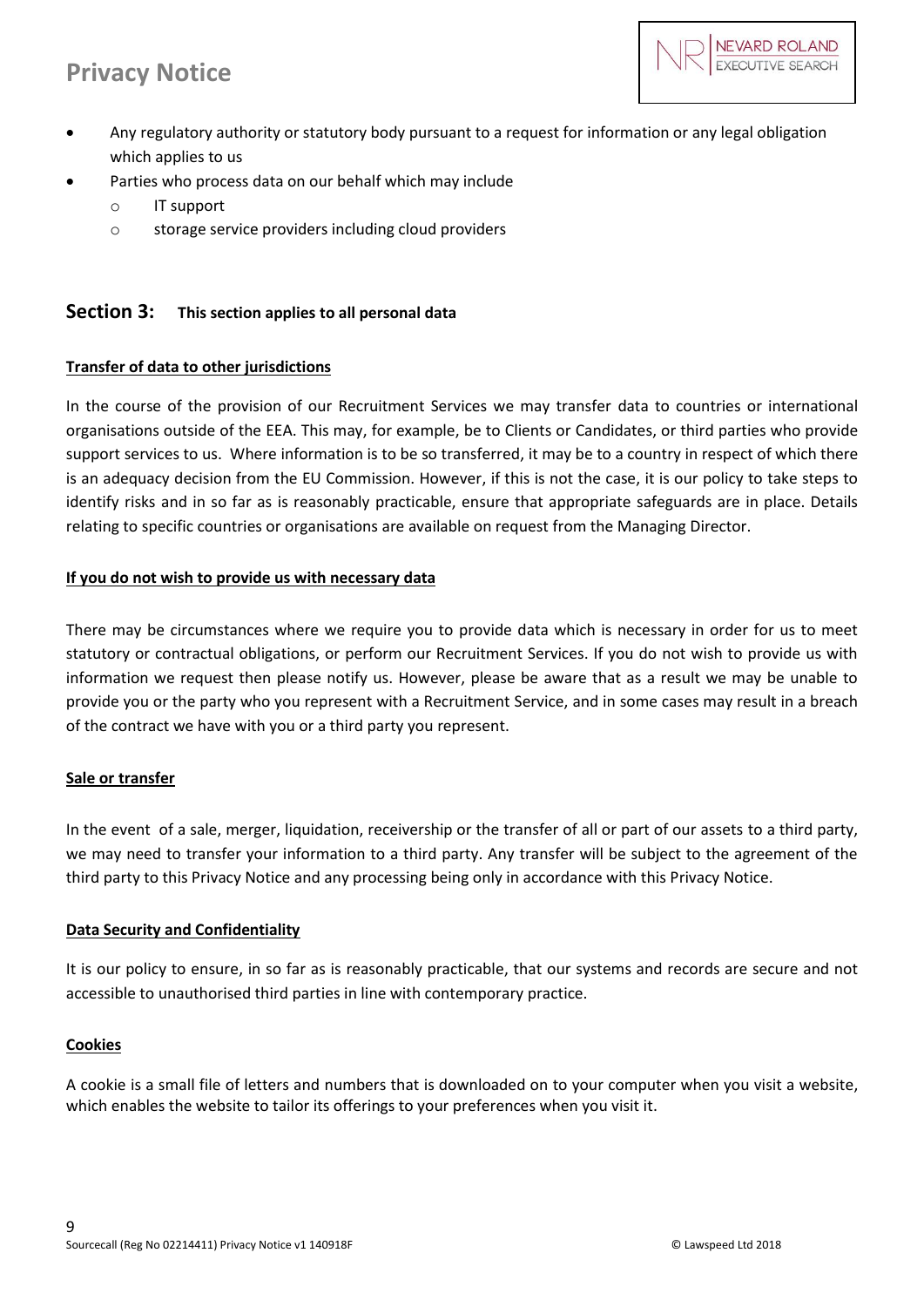- Any regulatory authority or statutory body pursuant to a request for information or any legal obligation which applies to us
- Parties who process data on our behalf which may include
  - IT support
  - storage service providers including cloud providers

## Section 3: This section applies to all personal data

**Transfer of data to other jurisdictions**

In the course of the provision of our Recruitment Services we may transfer data to countries or international organisations outside of the EEA. This may, for example, be to Clients or Candidates, or third parties who provide support services to us. Where information is to be so transferred, it may be to a country in respect of which there is an adequacy decision from the EU Commission. However, if this is not the case, it is our policy to take steps to identify risks and in so far as is reasonably practicable, ensure that appropriate safeguards are in place. Details relating to specific countries or organisations are available on request from the Managing Director.

**If you do not wish to provide us with necessary data**

There may be circumstances where we require you to provide data which is necessary in order for us to meet statutory or contractual obligations, or perform our Recruitment Services. If you do not wish to provide us with information we request then please notify us. However, please be aware that as a result we may be unable to provide you or the party who you represent with a Recruitment Service, and in some cases may result in a breach of the contract we have with you or a third party you represent.

**Sale or transfer**

In the event of a sale, merger, liquidation, receivership or the transfer of all or part of our assets to a third party, we may need to transfer your information to a third party. Any transfer will be subject to the agreement of the third party to this Privacy Notice and any processing being only in accordance with this Privacy Notice.

**Data Security and Confidentiality**

It is our policy to ensure, in so far as is reasonably practicable, that our systems and records are secure and not accessible to unauthorised third parties in line with contemporary practice.

**Cookies**

A cookie is a small file of letters and numbers that is downloaded on to your computer when you visit a website, which enables the website to tailor its offerings to your preferences when you visit it.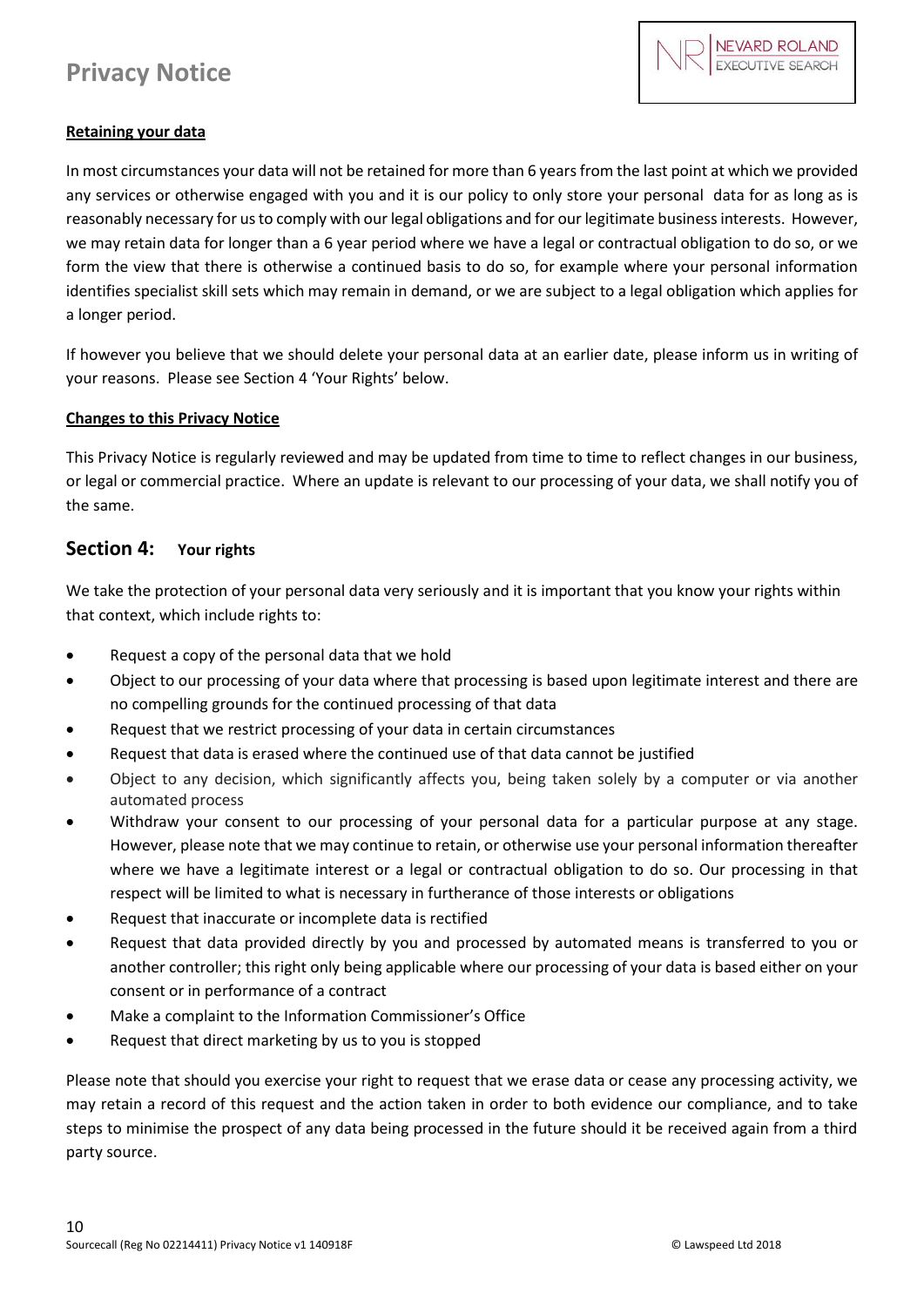**Retaining your data**

In most circumstances your data will not be retained for more than 6 years from the last point at which we provided any services or otherwise engaged with you and it is our policy to only store your personal data for as long as is reasonably necessary for us to comply with our legal obligations and for our legitimate business interests. However, we may retain data for longer than a 6 year period where we have a legal or contractual obligation to do so, or we form the view that there is otherwise a continued basis to do so, for example where your personal information identifies specialist skill sets which may remain in demand, or we are subject to a legal obligation which applies for a longer period.

If however you believe that we should delete your personal data at an earlier date, please inform us in writing of your reasons. Please see Section 4 'Your Rights' below.

**Changes to this Privacy Notice**

This Privacy Notice is regularly reviewed and may be updated from time to time to reflect changes in our business, or legal or commercial practice. Where an update is relevant to our processing of your data, we shall notify you of the same.

## Section 4: Your rights

We take the protection of your personal data very seriously and it is important that you know your rights within that context, which include rights to:

- Request a copy of the personal data that we hold
- Object to our processing of your data where that processing is based upon legitimate interest and there are no compelling grounds for the continued processing of that data
- Request that we restrict processing of your data in certain circumstances
- Request that data is erased where the continued use of that data cannot be justified
- Object to any decision, which significantly affects you, being taken solely by a computer or via another automated process
- Withdraw your consent to our processing of your personal data for a particular purpose at any stage. However, please note that we may continue to retain, or otherwise use your personal information thereafter where we have a legitimate interest or a legal or contractual obligation to do so. Our processing in that respect will be limited to what is necessary in furtherance of those interests or obligations
- Request that inaccurate or incomplete data is rectified
- Request that data provided directly by you and processed by automated means is transferred to you or another controller; this right only being applicable where our processing of your data is based either on your consent or in performance of a contract
- Make a complaint to the Information Commissioner's Office
- Request that direct marketing by us to you is stopped

Please note that should you exercise your right to request that we erase data or cease any processing activity, we may retain a record of this request and the action taken in order to both evidence our compliance, and to take steps to minimise the prospect of any data being processed in the future should it be received again from a third party source.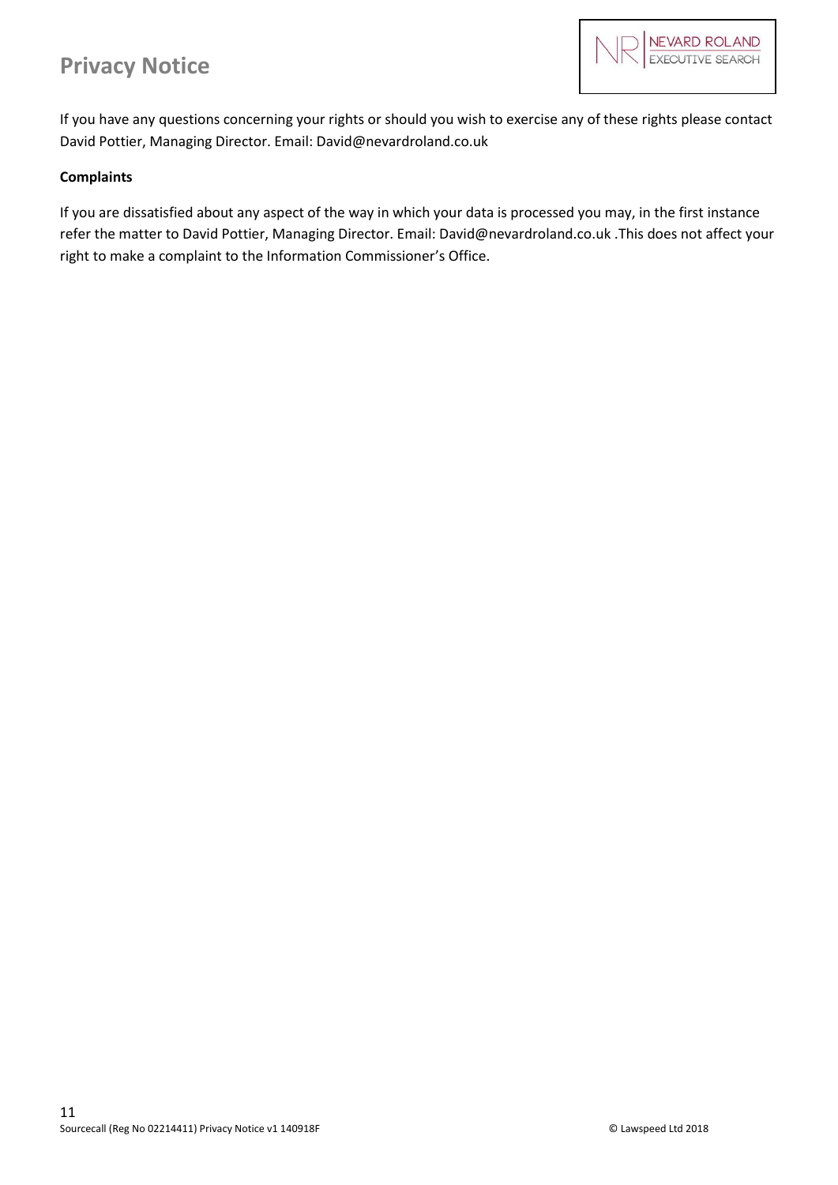If you have any questions concerning your rights or should you wish to exercise any of these rights please contact David Pottier, Managing Director. Email: David@nevardroland.co.uk

**Complaints**

If you are dissatisfied about any aspect of the way in which your data is processed you may, in the first instance refer the matter to David Pottier, Managing Director. Email: David@nevardroland.co.uk .This does not affect your right to make a complaint to the Information Commissioner's Office.